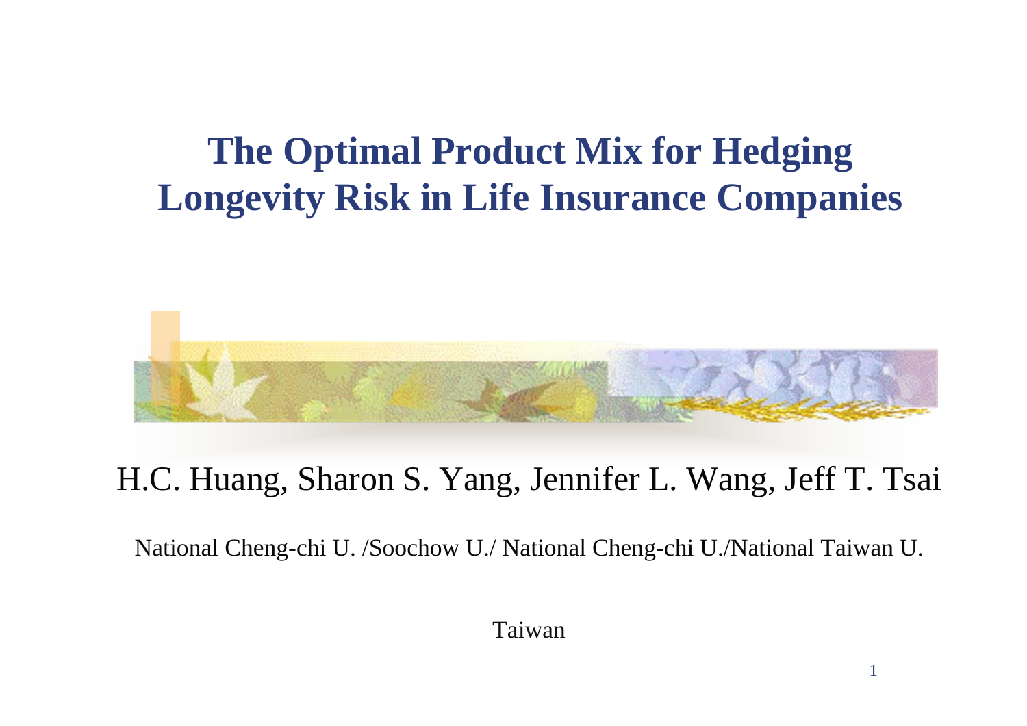# The Optimal Product Mix for Hedging Longevity Risk in Life Insurance Companies

H.C. Huang, Sharon S. Yang, Jennifer L. Wang, Jeff T. Tsai

National Cheng-chi U. /Soochow U./ National Cheng-chi U./National Taiwan U.

Taiwan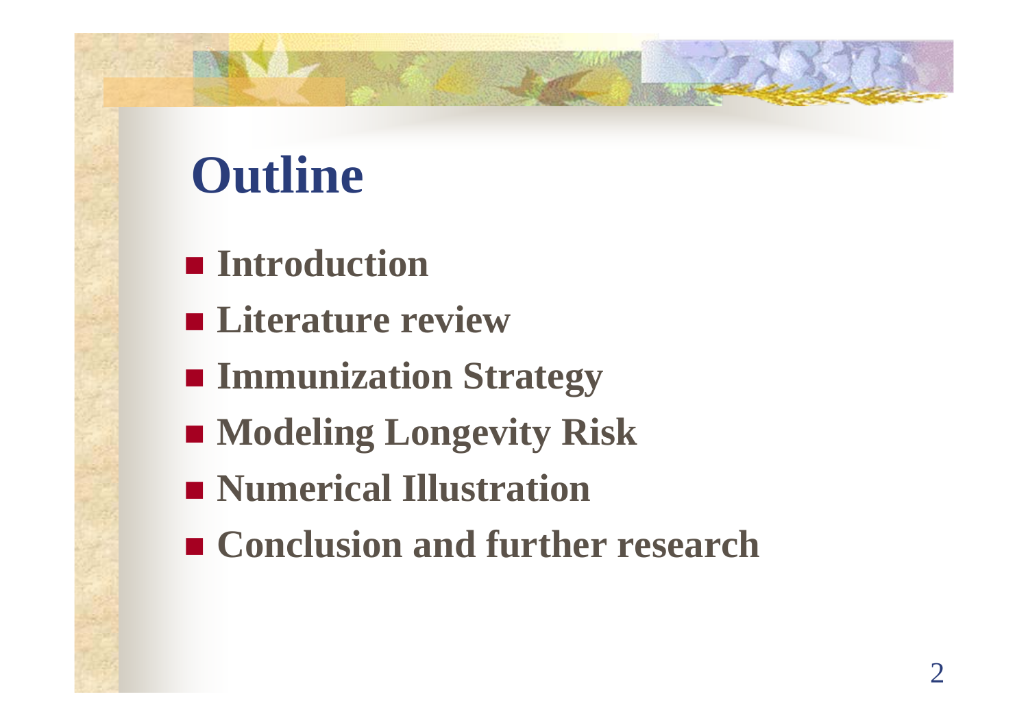# Outline

- **Introduction**
- **Literature review**
- **Immunization Strategy**
- **Modeling Longevity Risk**
- **Numerical Illustration**
- **Conclusion and further research**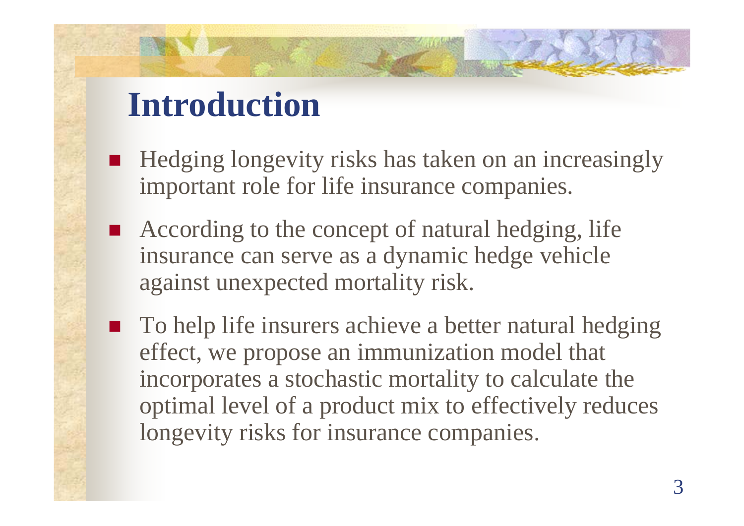# Introduction

- Hedging longevity risks has taken on an increasingly important role for life insurance companies.
- According to the concept of natural hedging, life insurance can serve as a dynamic hedge vehicle against unexpected mortality risk.
- To help life insurers achieve a better natural hedging effect, we propose an immunization model that incorporates a stochastic mortality to calculate the optimal level of a product mix to effectively reduces longevity risks for insurance companies.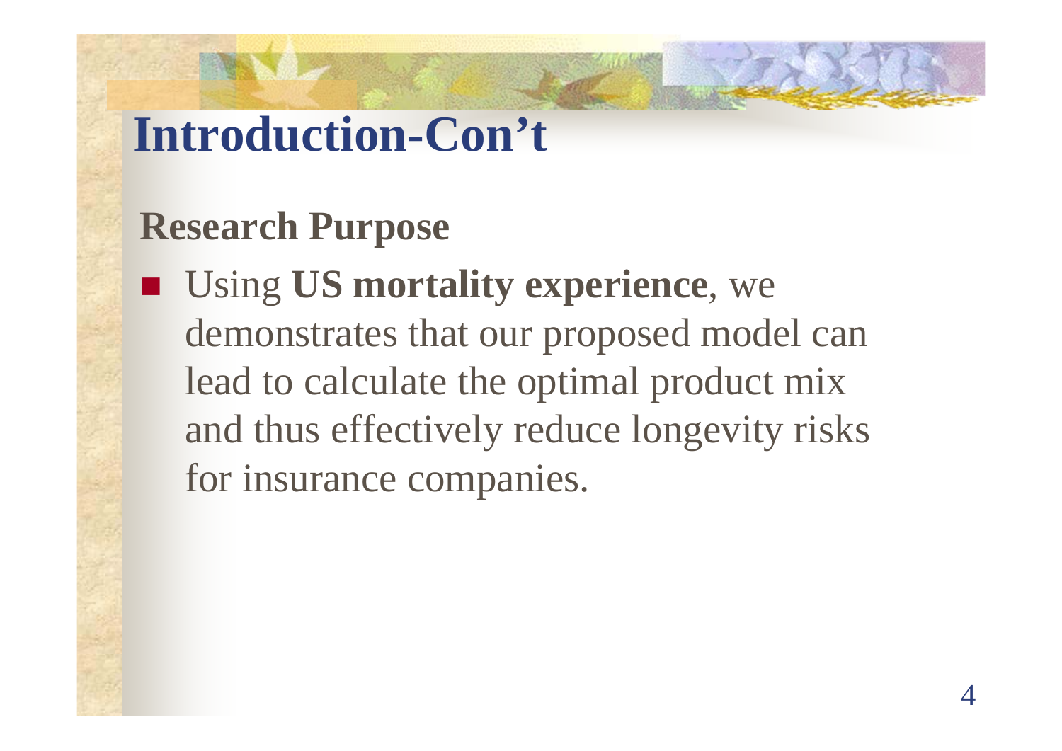# Introduction-Con't

## Research Purpose

- Using **US mortality experience**, we demonstrates that our proposed model can lead to calculate the optimal product mix and thus effectively reduce longevity risks for insurance companies.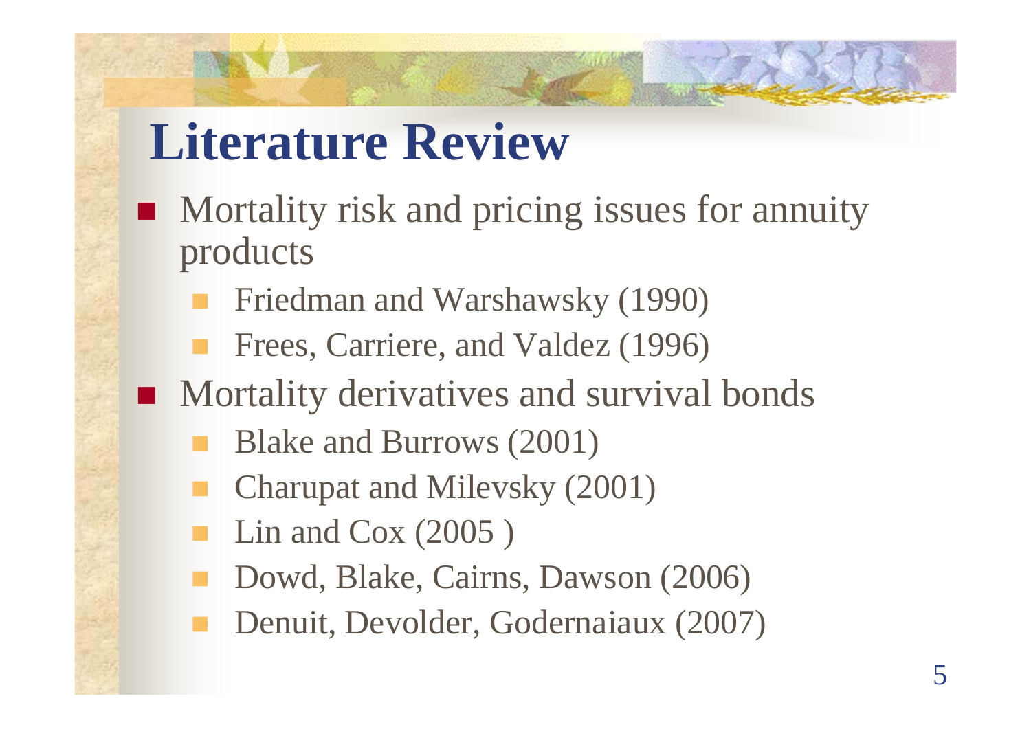# Literature Review

- Mortality risk and pricing issues for annuity products
  - Friedman and Warshawsky (1990)
  - Frees, Carriere, and Valdez (1996)
- Mortality derivatives and survival bonds
  - Blake and Burrows (2001)
  - Charupat and Milevsky (2001)
  - Lin and Cox (2005 )
  - Dowd, Blake, Cairns, Dawson (2006)
  - Denuit, Devolder, Godernaiaux (2007)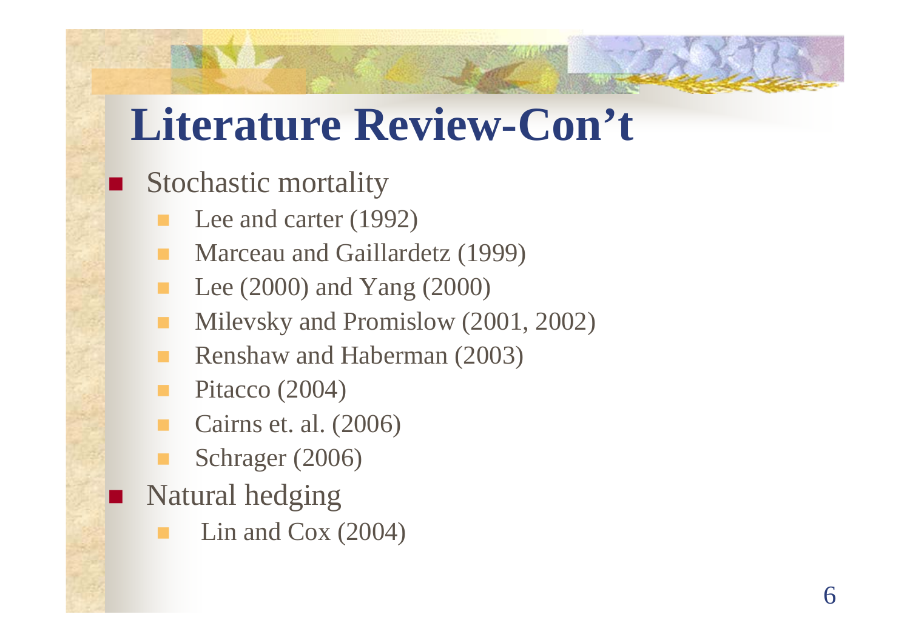# Literature Review-Con't

- Stochastic mortality
  - Lee and carter (1992)
  - Marceau and Gaillardetz (1999)
  - Lee (2000) and Yang (2000)
  - Milevsky and Promislow (2001, 2002)
  - Renshaw and Haberman (2003)
  - Pitacco (2004)
  - Cairns et. al. (2006)
  - Schrager (2006)
- Natural hedging
  - Lin and Cox (2004)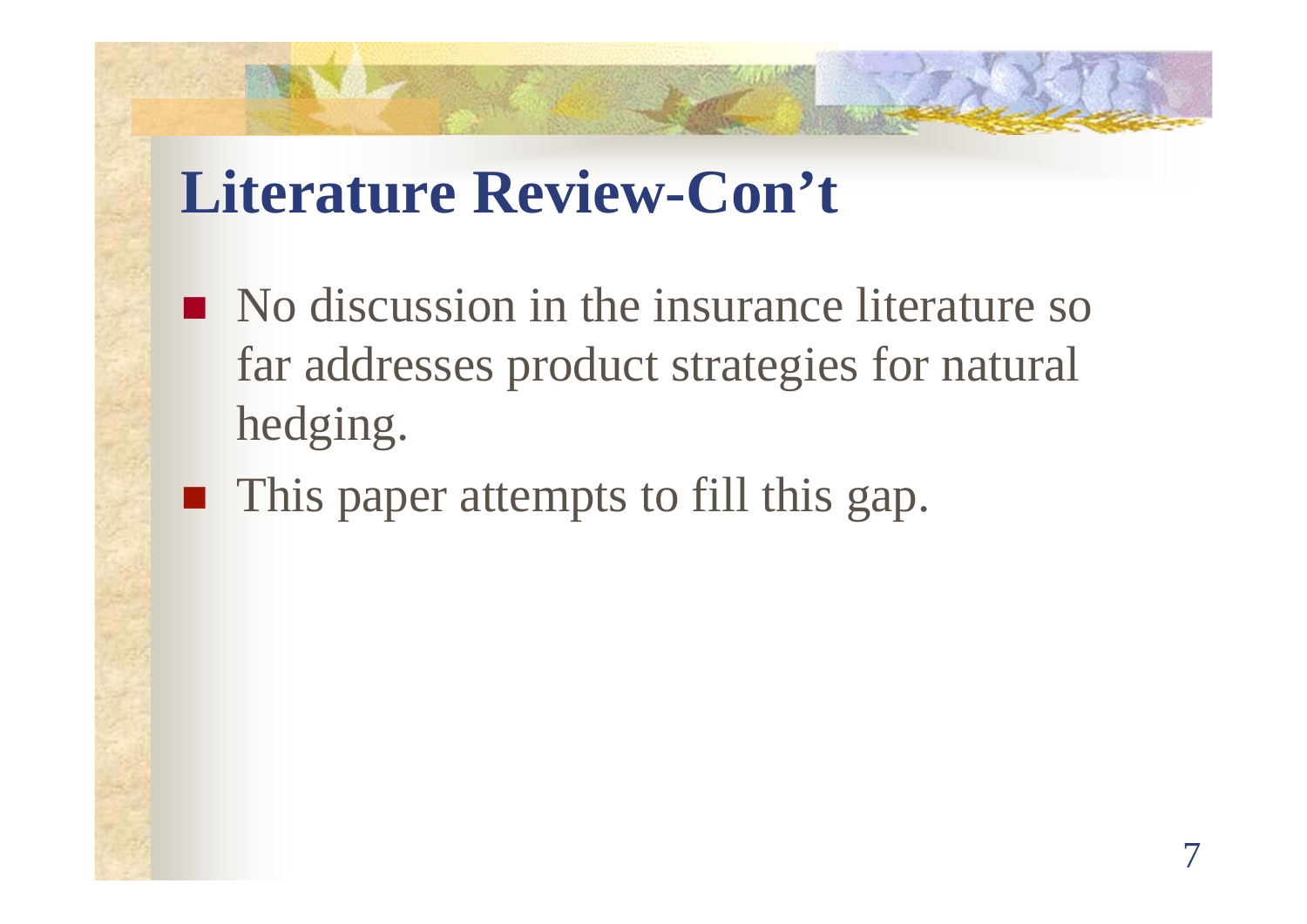# Literature Review-Con't

- No discussion in the insurance literature so far addresses product strategies for natural hedging.
- This paper attempts to fill this gap.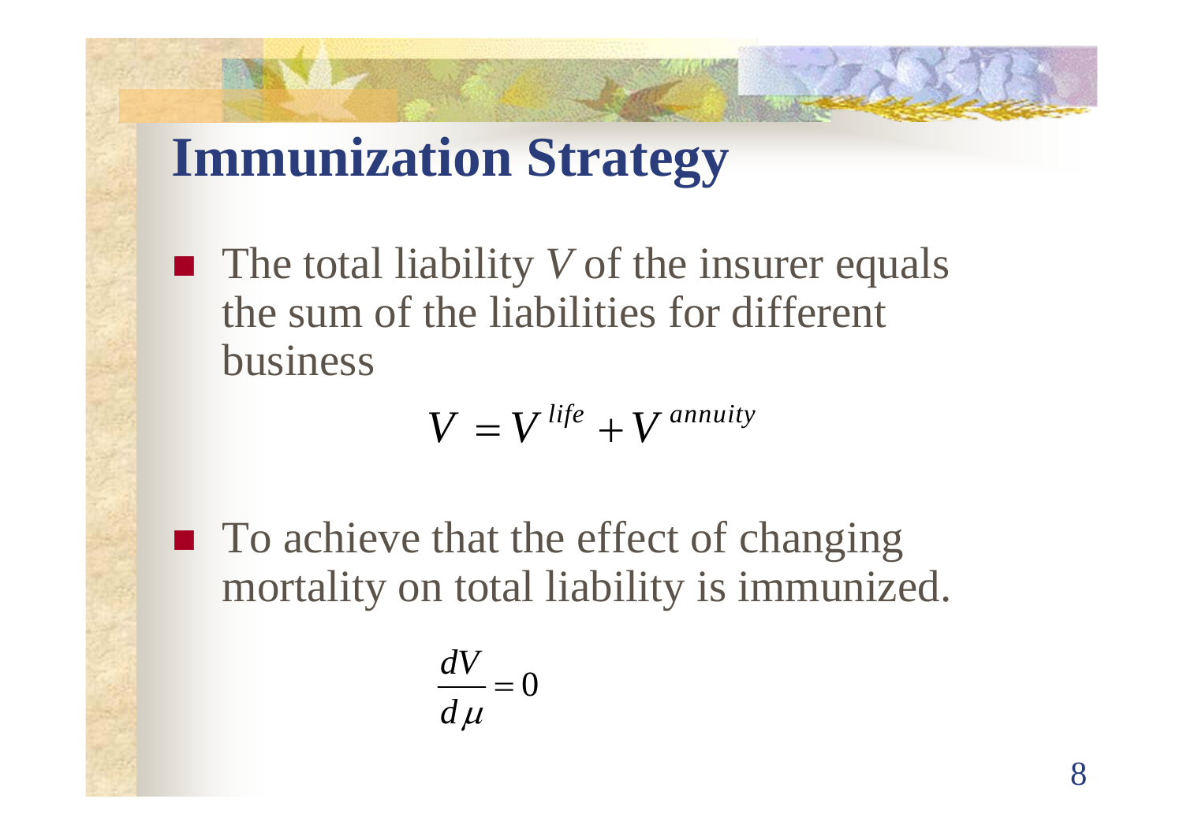# Immunization Strategy

- The total liability $V$ of the insurer equals the sum of the liabilities for different business

$$V = V^{life} + V^{annuity}$$

- To achieve that the effect of changing mortality on total liability is immunized.

$$\frac{dV}{d\mu} = 0$$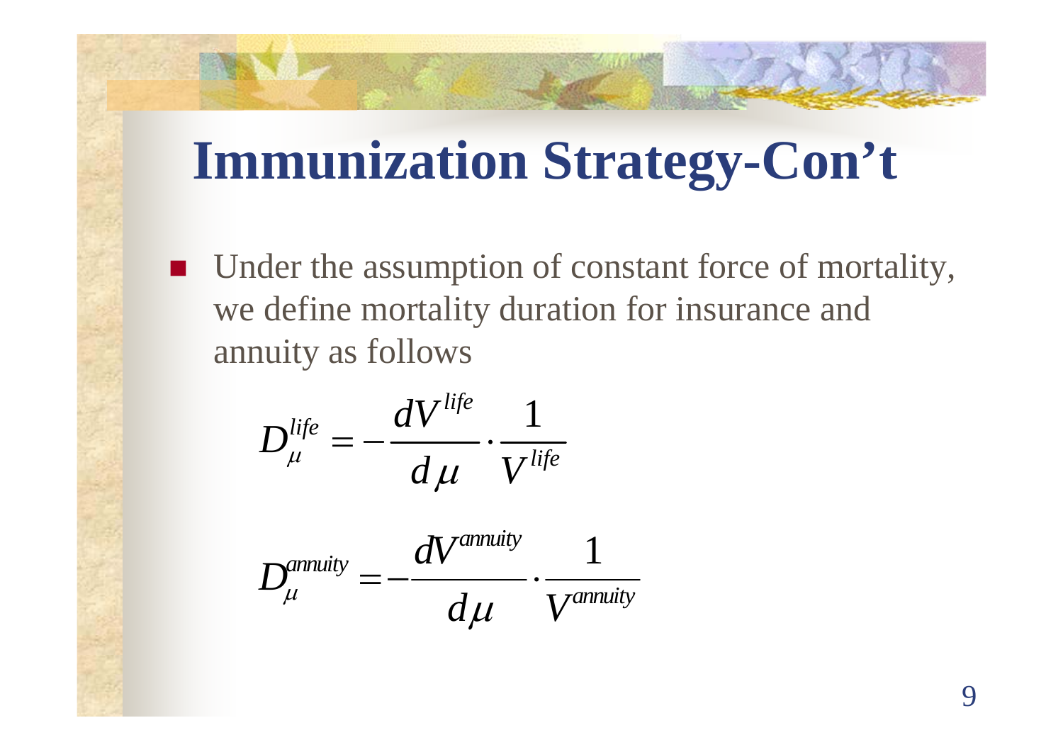# Immunization Strategy-Con’t

- Under the assumption of constant force of mortality, we define mortality duration for insurance and annuity as follows

$$D_{\mu}^{life} = -\frac{dV^{life}}{d\mu} \cdot \frac{1}{V^{life}}$$

$$D_{\mu}^{annuity} = -\frac{dV^{annuity}}{d\mu} \cdot \frac{1}{V^{annuity}}$$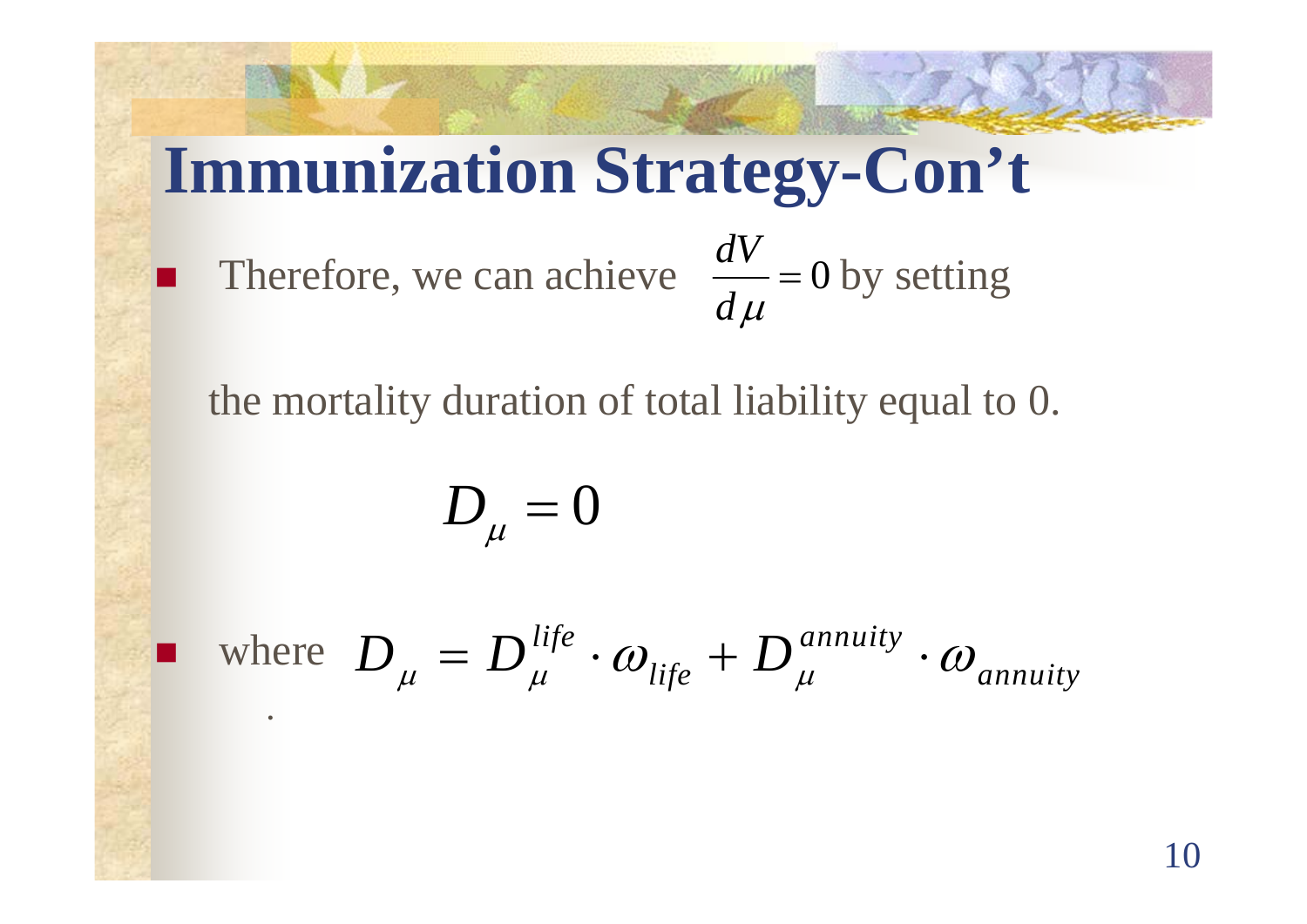# Immunization Strategy-Con't

- Therefore, we can achieve $\frac{dV}{d\mu} = 0$ by setting

  the mortality duration of total liability equal to 0.

$$D_\mu = 0$$

- where $D_\mu = D_\mu^{life} \cdot \omega_{life} + D_\mu^{annuity} \cdot \omega_{annuity}$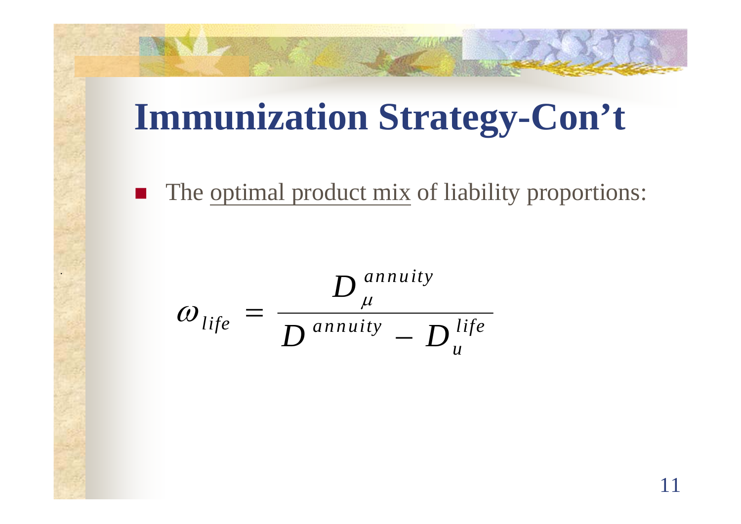# Immunization Strategy-Con't

- The <u>optimal product mix</u> of liability proportions:

$$\omega_{life} = \frac{D_{\mu}^{annuity}}{D^{annuity} - D_{u}^{life}}$$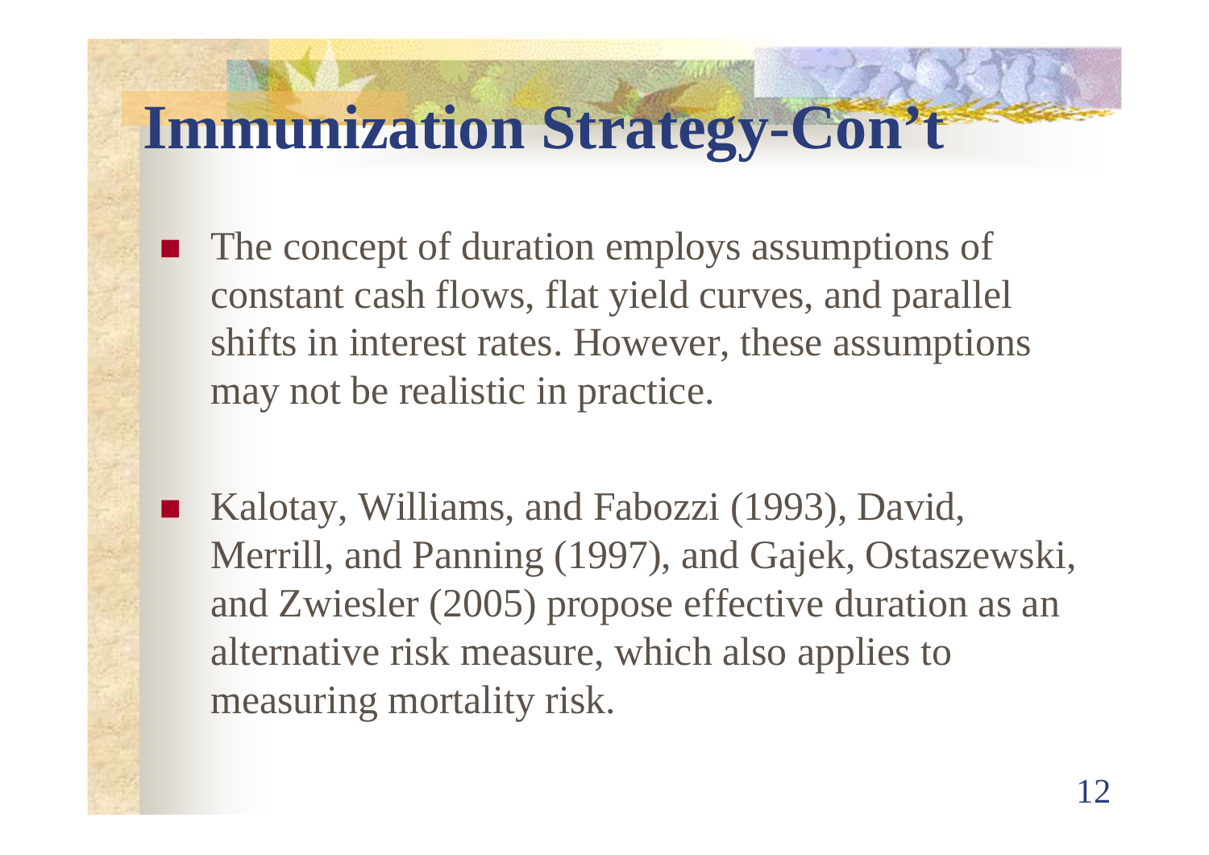# Immunization Strategy-Con't

- The concept of duration employs assumptions of constant cash flows, flat yield curves, and parallel shifts in interest rates. However, these assumptions may not be realistic in practice.

- Kalotay, Williams, and Fabozzi (1993), David, Merrill, and Panning (1997), and Gajek, Ostaszewski, and Zwiesler (2005) propose effective duration as an alternative risk measure, which also applies to measuring mortality risk.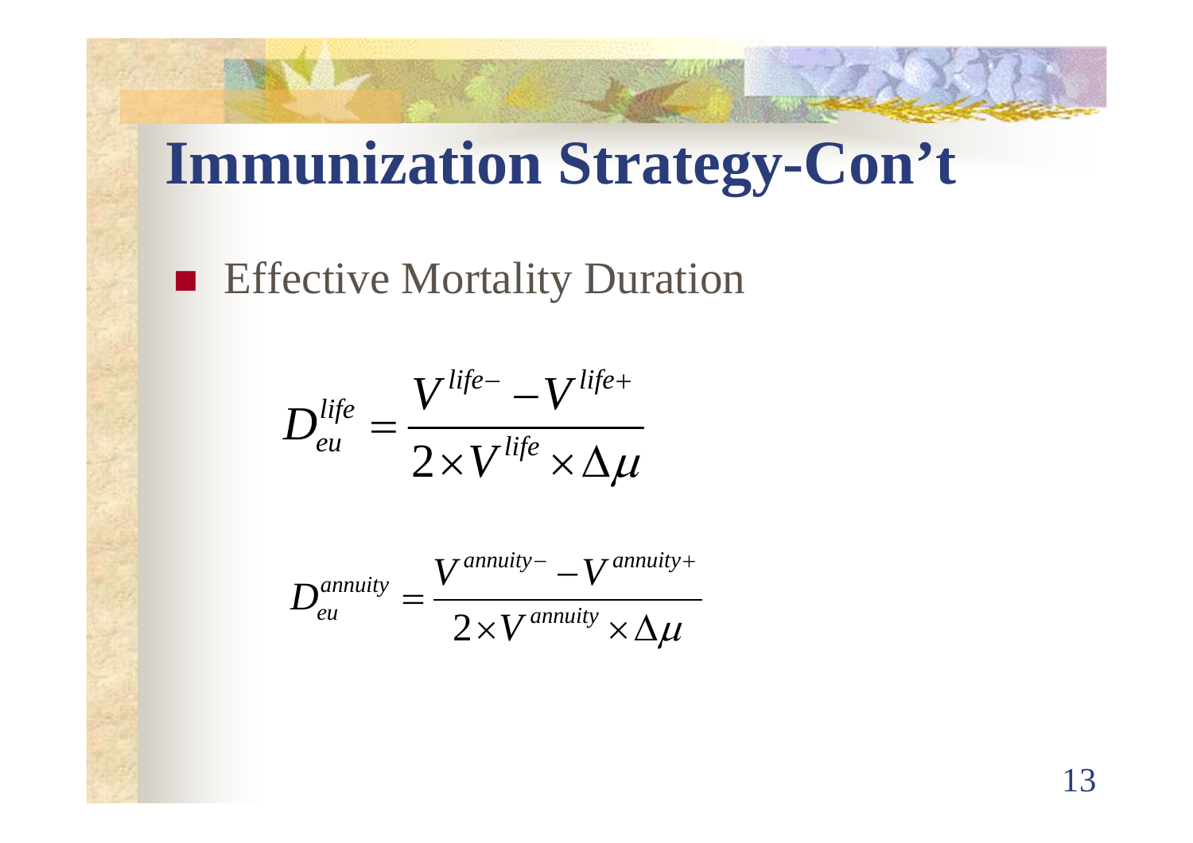# Immunization Strategy-Con't

- Effective Mortality Duration

$$D_{eu}^{life} = \frac{V^{life-} - V^{life+}}{2 \times V^{life} \times \Delta\mu}$$

$$D_{eu}^{annuity} = \frac{V^{annuity-} - V^{annuity+}}{2 \times V^{annuity} \times \Delta\mu}$$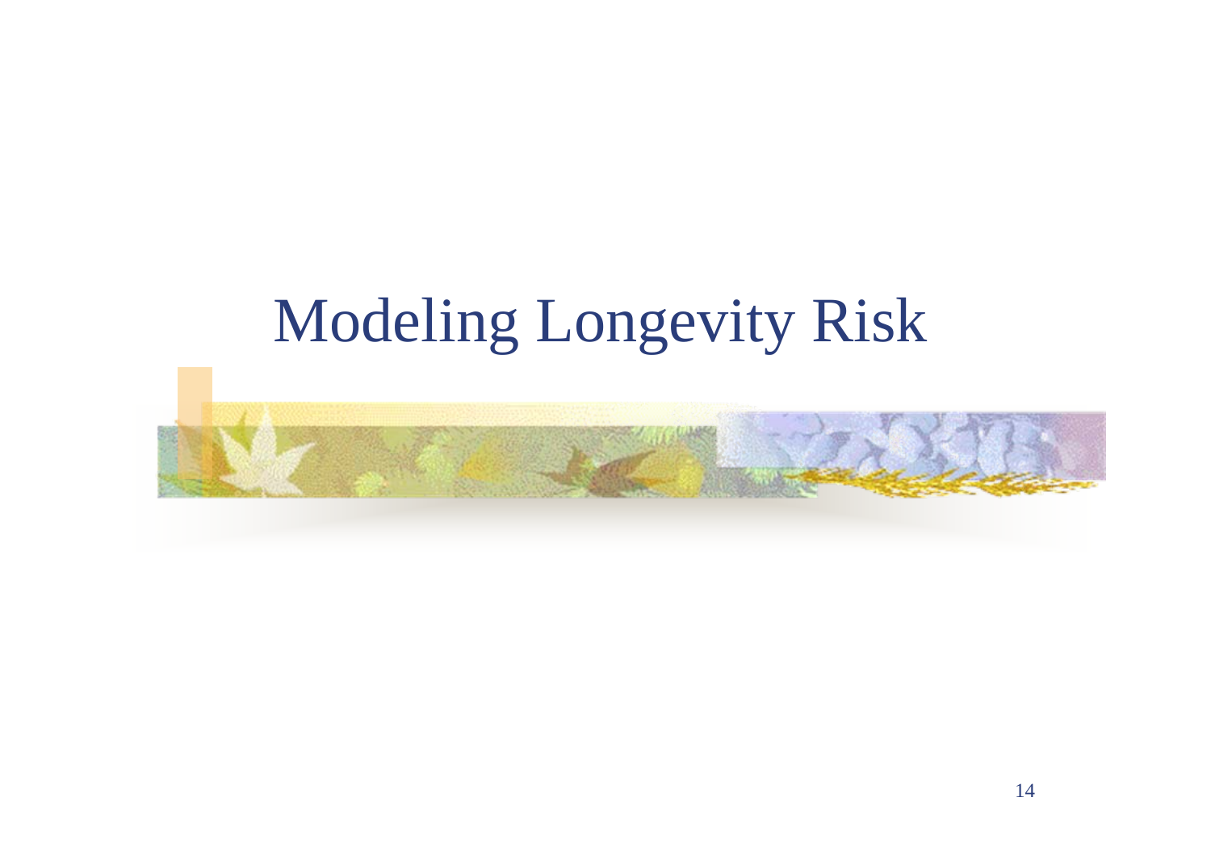# Modeling Longevity Risk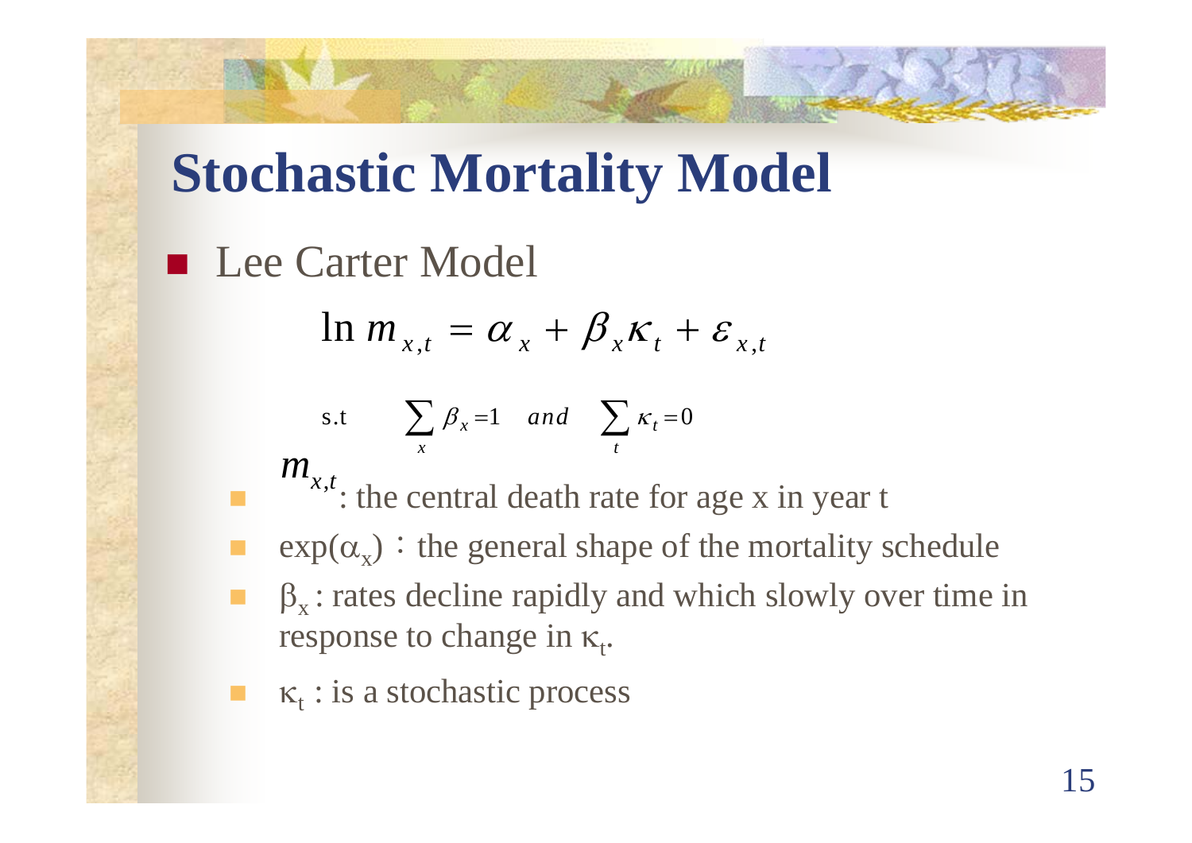# Stochastic Mortality Model

- Lee Carter Model

$$\ln m_{x,t} = \alpha_x + \beta_x \kappa_t + \varepsilon_{x,t}$$

$$\text{s.t} \quad \sum_x \beta_x = 1 \quad and \quad \sum_t \kappa_t = 0$$

  - $m_{x,t}$: the central death rate for age x in year t
  - $\exp(\alpha_x)$：the general shape of the mortality schedule
  - $\beta_x$ : rates decline rapidly and which slowly over time in response to change in $\kappa_t$.
  - $\kappa_t$ : is a stochastic process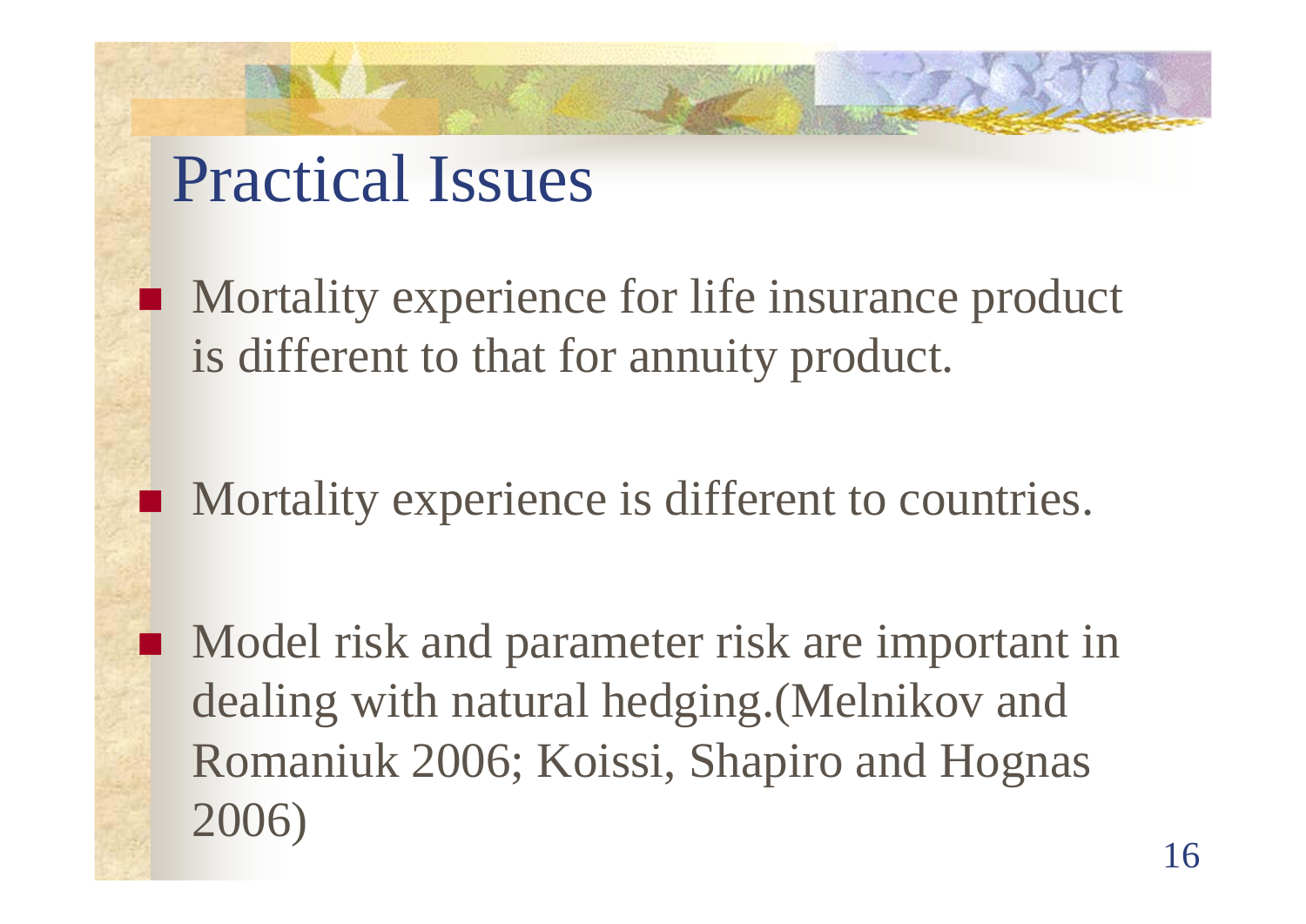# Practical Issues

- Mortality experience for life insurance product is different to that for annuity product.
- Mortality experience is different to countries.
- Model risk and parameter risk are important in dealing with natural hedging.(Melnikov and Romaniuk 2006; Koissi, Shapiro and Hognas 2006)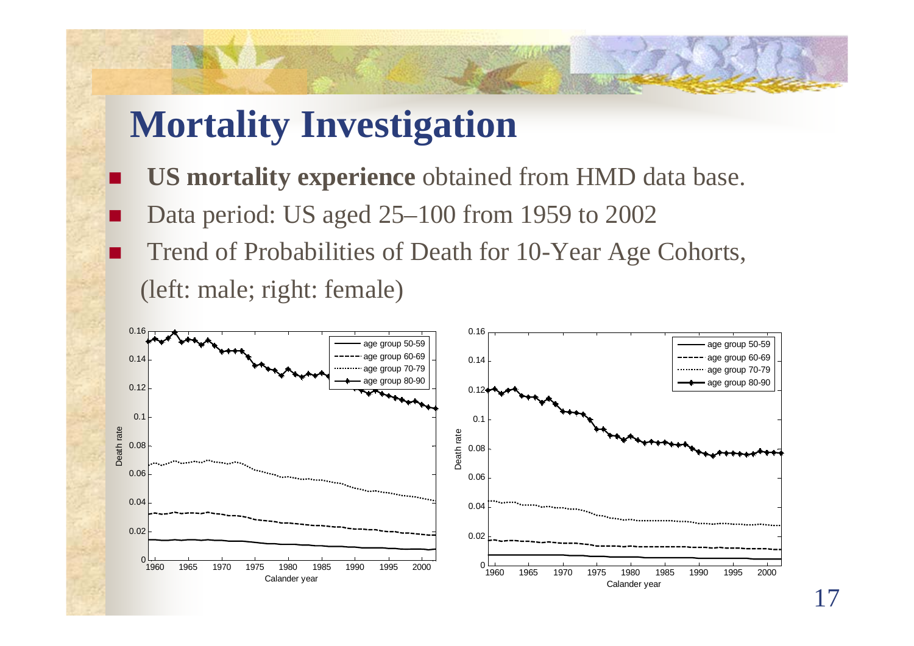# Mortality Investigation

- **US mortality experience** obtained from HMD data base.
- Data period: US aged 25–100 from 1959 to 2002
- Trend of Probabilities of Death for 10-Year Age Cohorts, (left: male; right: female)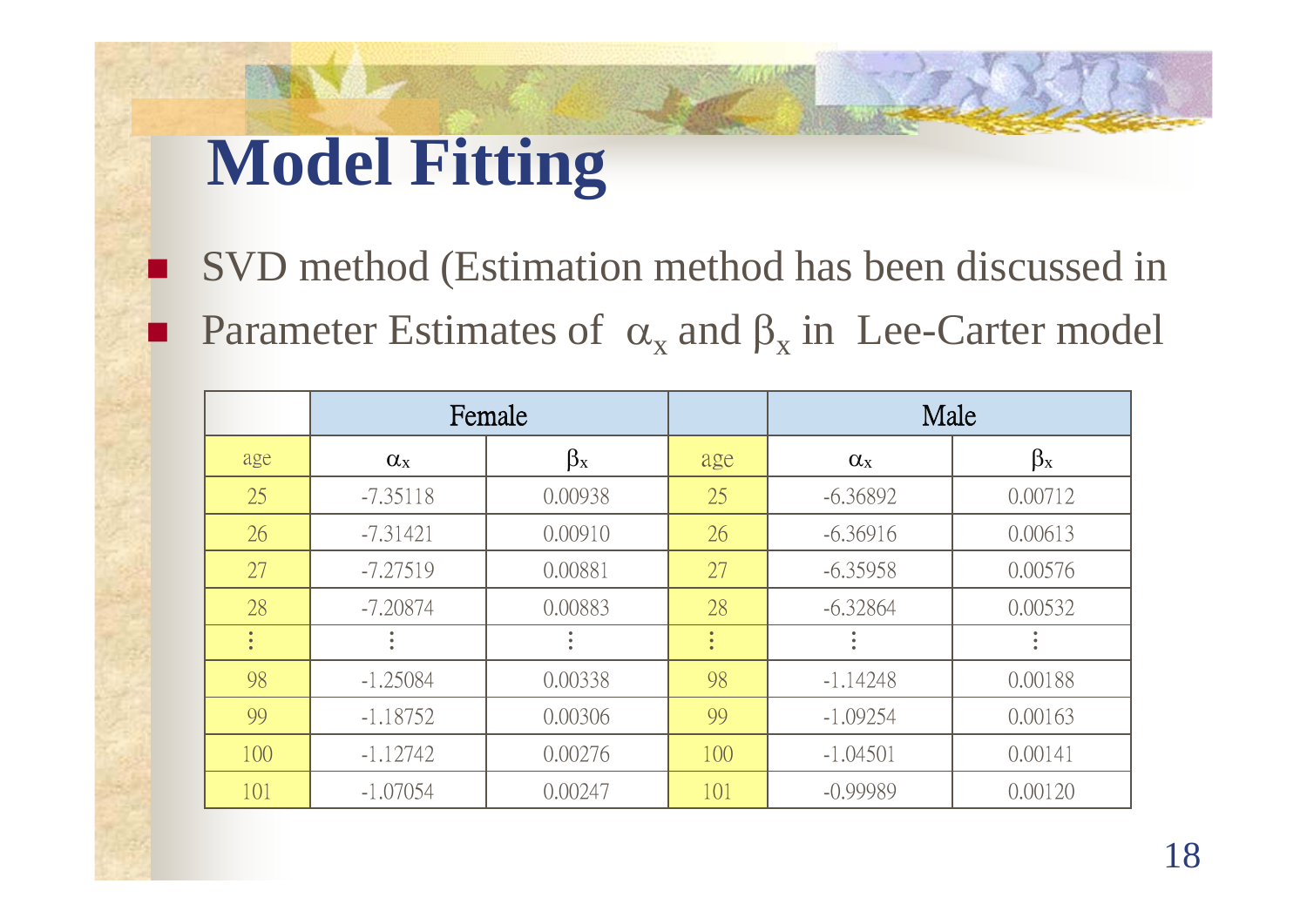# Model Fitting

- SVD method (Estimation method has been discussed in
- Parameter Estimates of $\alpha_x$ and $\beta_x$ in Lee-Carter model

| | Female | | | Male | |
|---|---|---|---|---|---|
| age | $\alpha_x$ | $\beta_x$ | age | $\alpha_x$ | $\beta_x$ |
| 25 | -7.35118 | 0.00938 | 25 | -6.36892 | 0.00712 |
| 26 | -7.31421 | 0.00910 | 26 | -6.36916 | 0.00613 |
| 27 | -7.27519 | 0.00881 | 27 | -6.35958 | 0.00576 |
| 28 | -7.20874 | 0.00883 | 28 | -6.32864 | 0.00532 |
| ⋮ | ⋮ | ⋮ | ⋮ | ⋮ | ⋮ |
| 98 | -1.25084 | 0.00338 | 98 | -1.14248 | 0.00188 |
| 99 | -1.18752 | 0.00306 | 99 | -1.09254 | 0.00163 |
| 100 | -1.12742 | 0.00276 | 100 | -1.04501 | 0.00141 |
| 101 | -1.07054 | 0.00247 | 101 | -0.99989 | 0.00120 |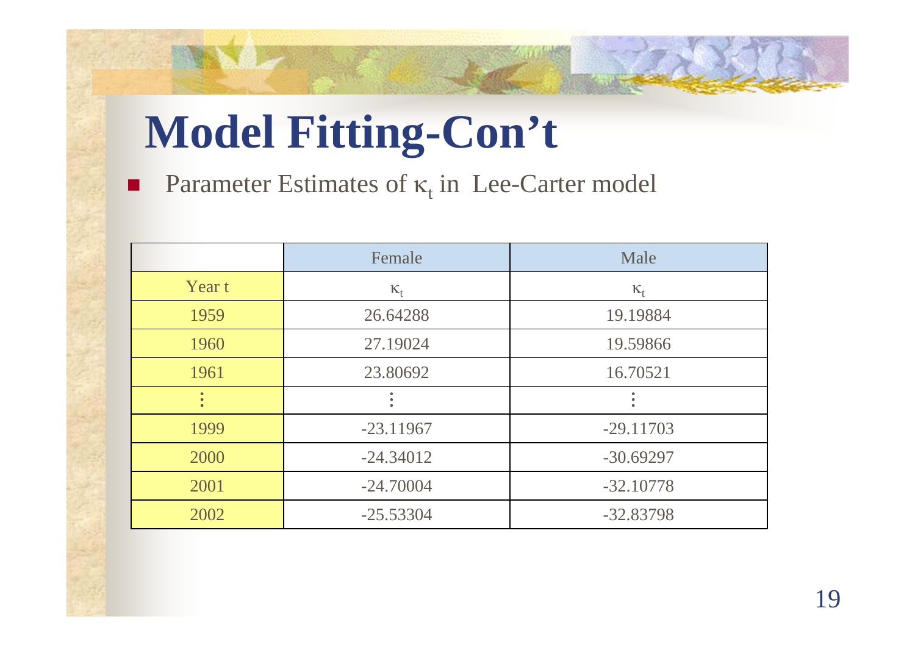# Model Fitting-Con't

- Parameter Estimates of $\kappa_t$ in Lee-Carter model

| | Female | Male |
|---|---|---|
| Year t | $\kappa_t$ | $\kappa_t$ |
| 1959 | 26.64288 | 19.19884 |
| 1960 | 27.19024 | 19.59866 |
| 1961 | 23.80692 | 16.70521 |
| ⋮ | ⋮ | ⋮ |
| 1999 | -23.11967 | -29.11703 |
| 2000 | -24.34012 | -30.69297 |
| 2001 | -24.70004 | -32.10778 |
| 2002 | -25.53304 | -32.83798 |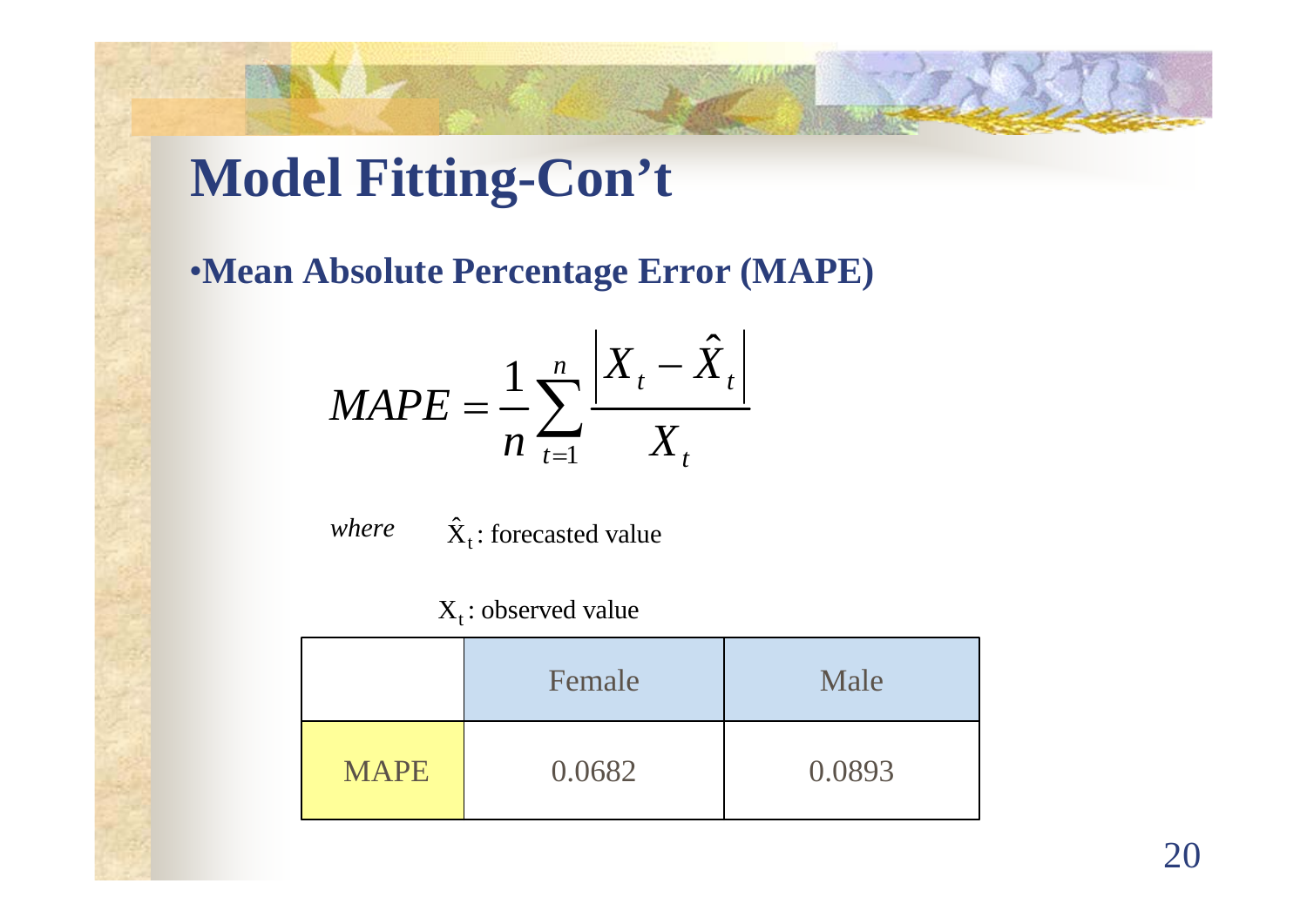# Model Fitting-Con't

- **Mean Absolute Percentage Error (MAPE)**

$$MAPE = \frac{1}{n}\sum_{t=1}^{n}\frac{\left|X_t - \hat{X}_t\right|}{X_t}$$

*where* $\hat{X}_t$ : forecasted value

$X_t$ : observed value

| | Female | Male |
|---|---|---|
| MAPE | 0.0682 | 0.0893 |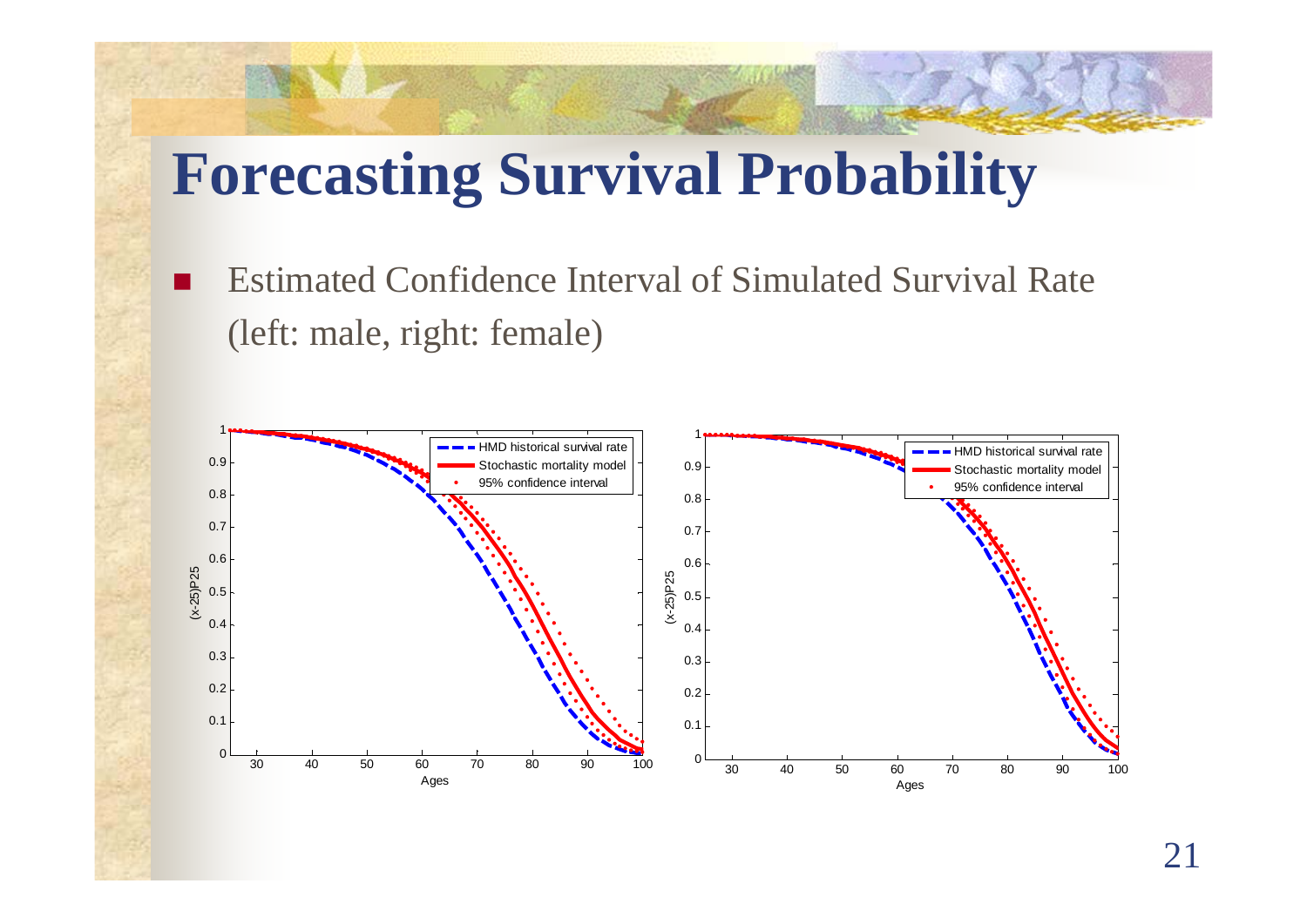# Forecasting Survival Probability

- Estimated Confidence Interval of Simulated Survival Rate (left: male, right: female)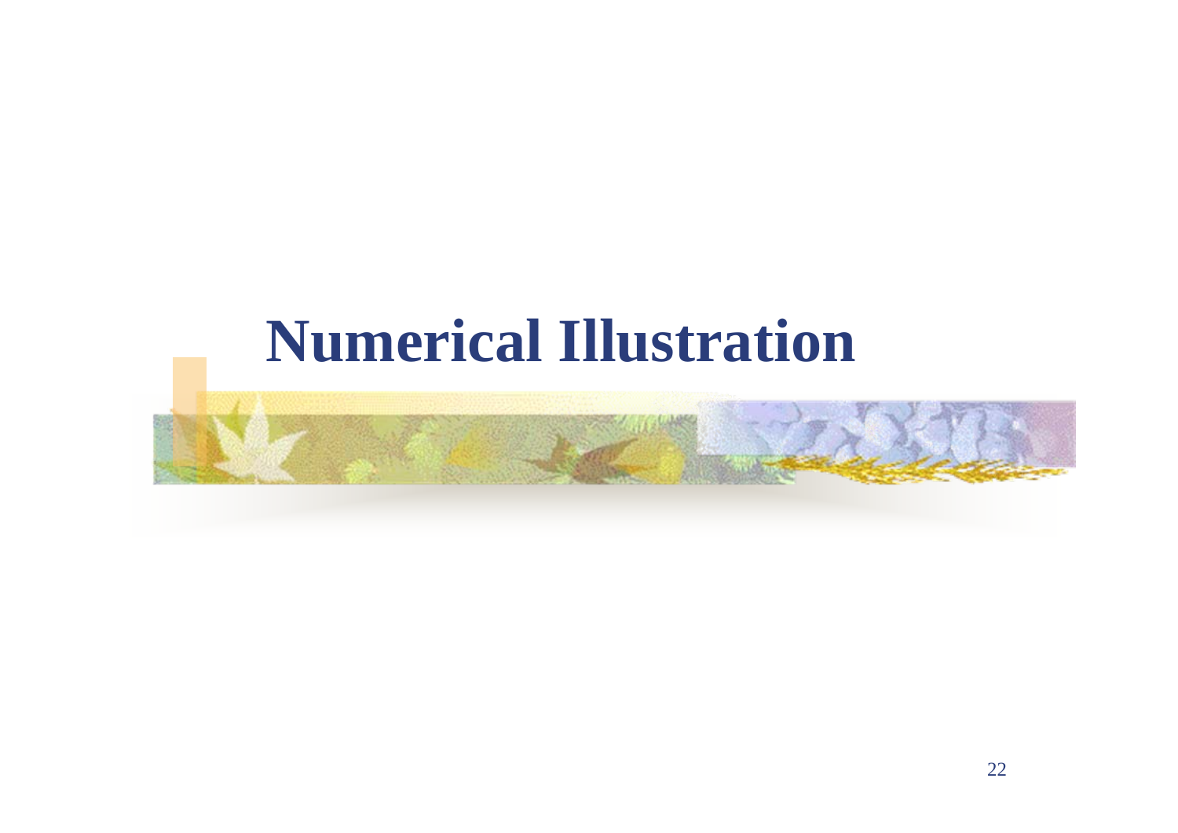# Numerical Illustration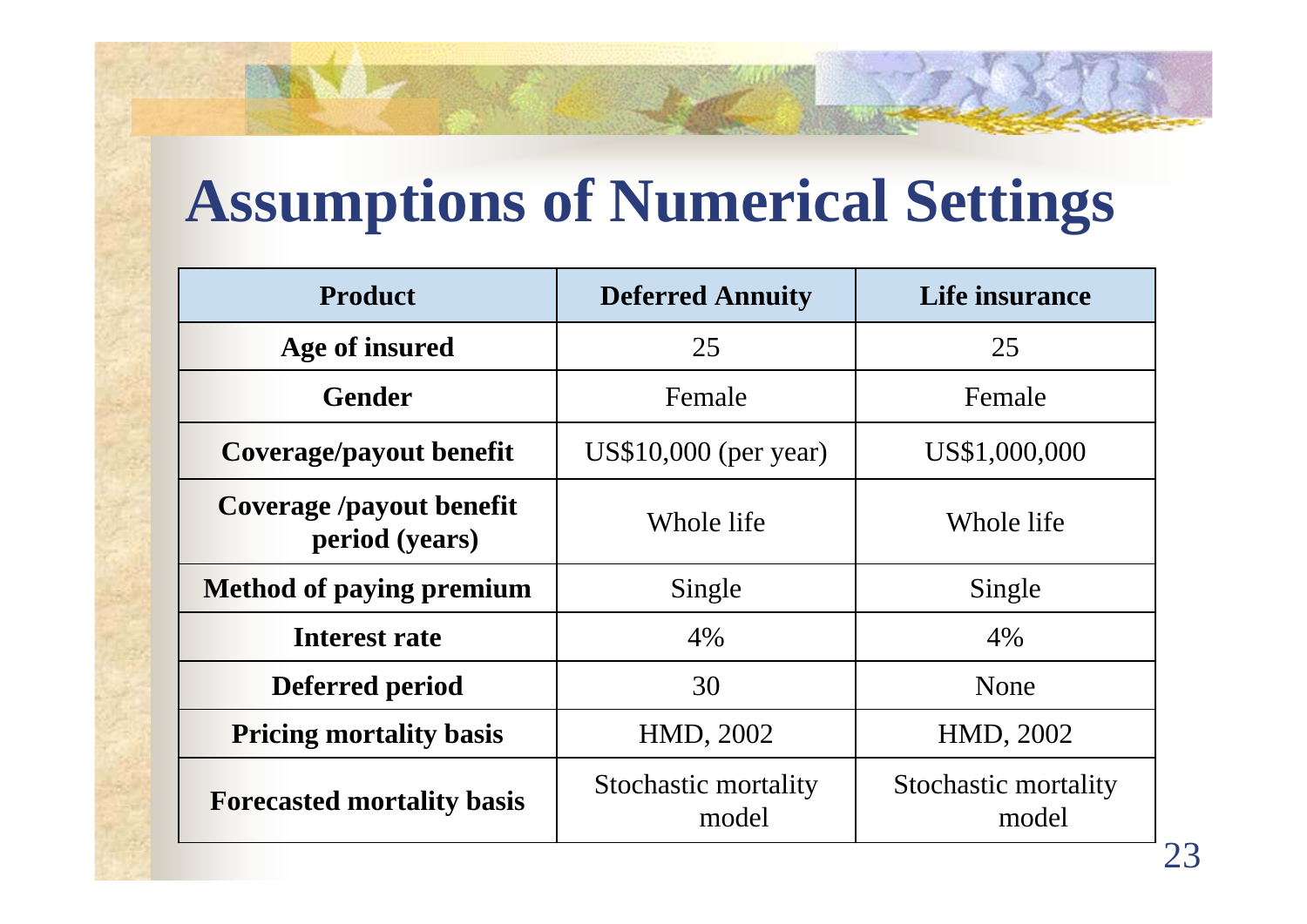# Assumptions of Numerical Settings

| Product | Deferred Annuity | Life insurance |
|---|---|---|
| **Age of insured** | 25 | 25 |
| **Gender** | Female | Female |
| **Coverage/payout benefit** | US$10,000 (per year) | US$1,000,000 |
| **Coverage /payout benefit period (years)** | Whole life | Whole life |
| **Method of paying premium** | Single | Single |
| **Interest rate** | 4% | 4% |
| **Deferred period** | 30 | None |
| **Pricing mortality basis** | HMD, 2002 | HMD, 2002 |
| **Forecasted mortality basis** | Stochastic mortality model | Stochastic mortality model |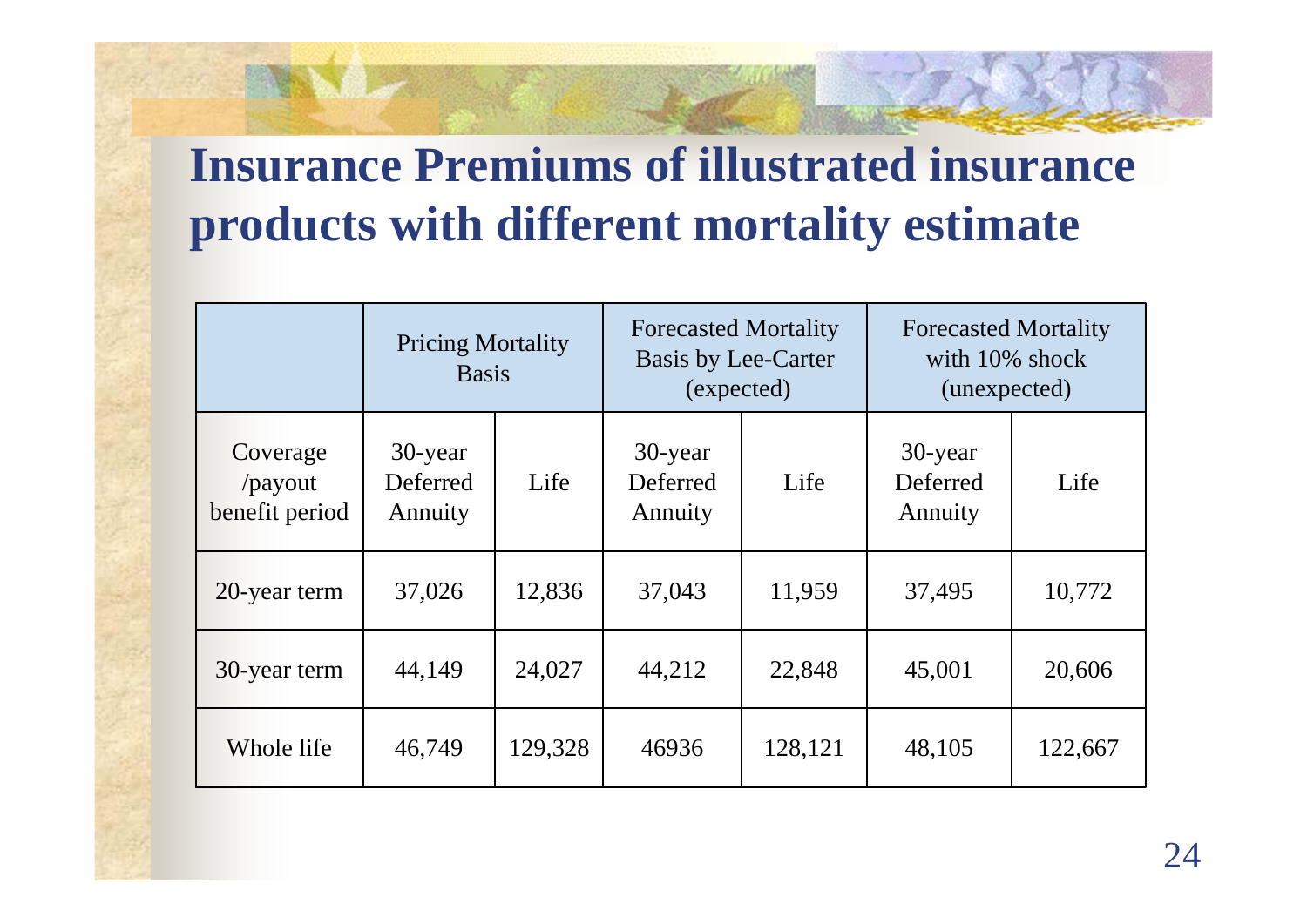# Insurance Premiums of illustrated insurance products with different mortality estimate

| | Pricing Mortality Basis | | Forecasted Mortality Basis by Lee-Carter (expected) | | Forecasted Mortality with 10% shock (unexpected) | |
|---|---|---|---|---|---|---|
| Coverage /payout benefit period | 30-year Deferred Annuity | Life | 30-year Deferred Annuity | Life | 30-year Deferred Annuity | Life |
| 20-year term | 37,026 | 12,836 | 37,043 | 11,959 | 37,495 | 10,772 |
| 30-year term | 44,149 | 24,027 | 44,212 | 22,848 | 45,001 | 20,606 |
| Whole life | 46,749 | 129,328 | 46936 | 128,121 | 48,105 | 122,667 |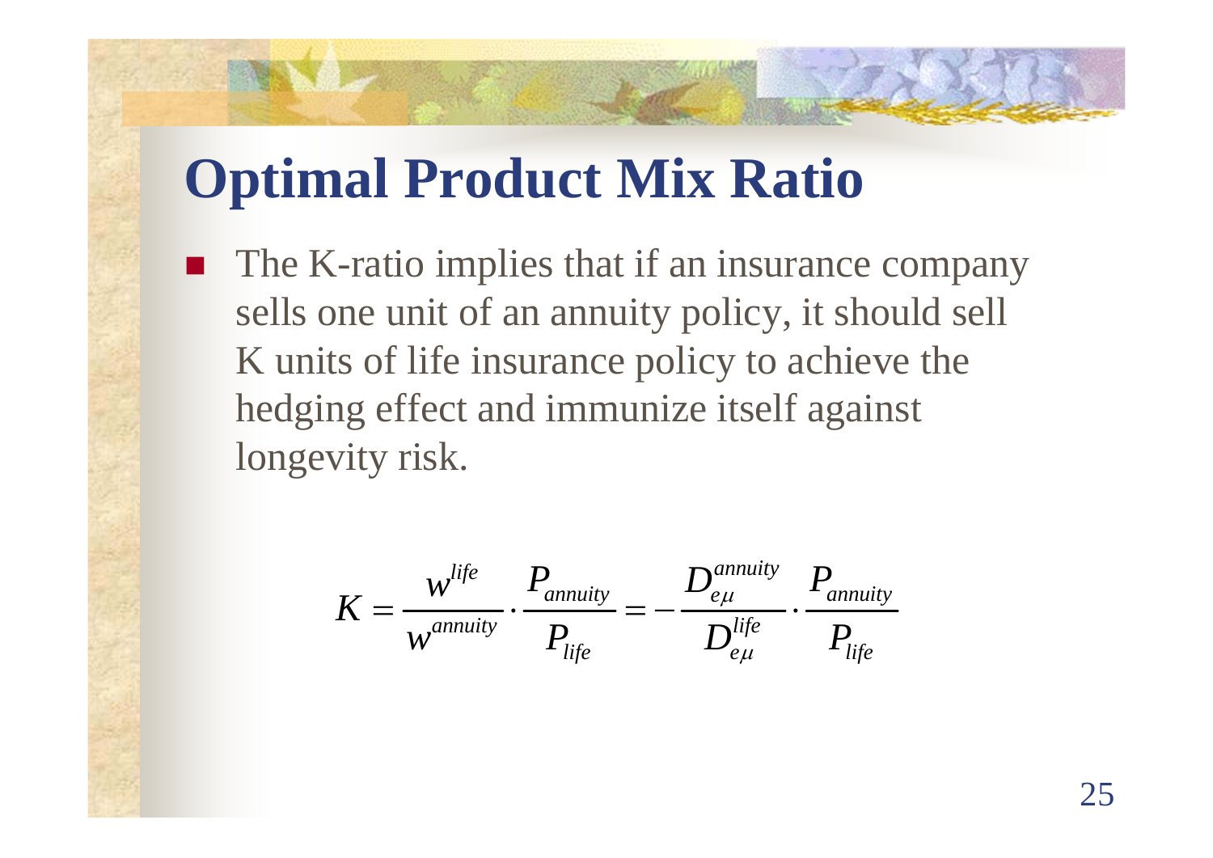# Optimal Product Mix Ratio

- The K-ratio implies that if an insurance company sells one unit of an annuity policy, it should sell K units of life insurance policy to achieve the hedging effect and immunize itself against longevity risk.

$$K = \frac{w^{life}}{w^{annuity}} \cdot \frac{P_{annuity}}{P_{life}} = -\frac{D_{e\mu}^{annuity}}{D_{e\mu}^{life}} \cdot \frac{P_{annuity}}{P_{life}}$$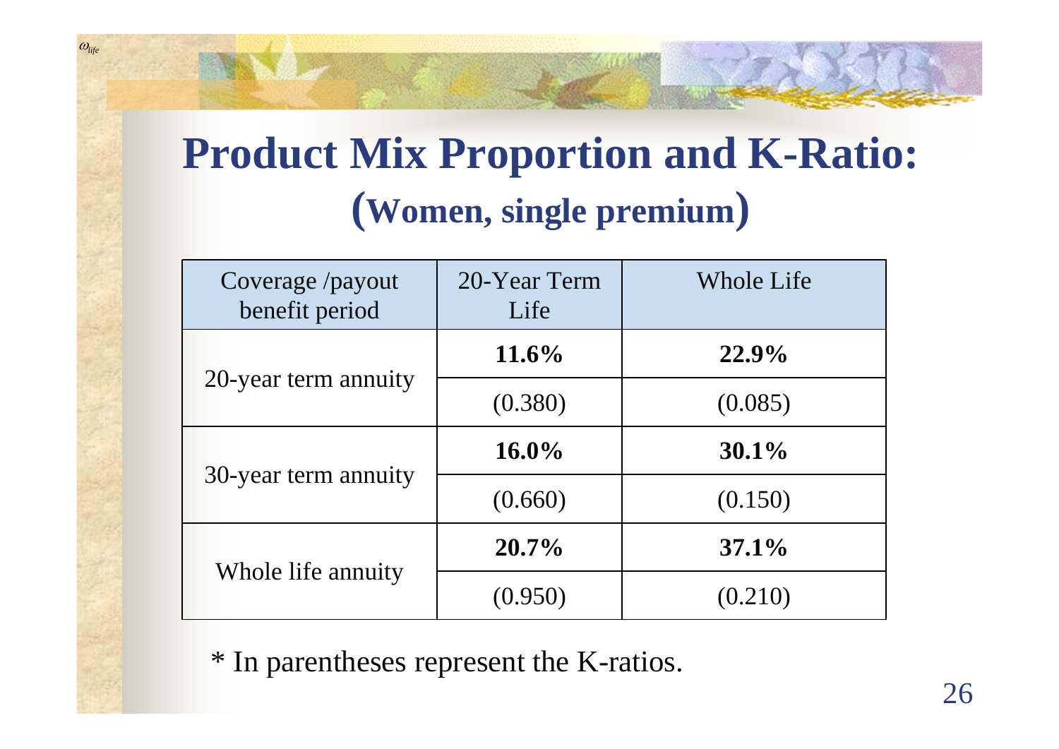# Product Mix Proportion and K-Ratio: (Women, single premium)

| Coverage /payout benefit period | 20-Year Term Life | Whole Life |
|---|---|---|
| 20-year term annuity | **11.6%** | **22.9%** |
| | (0.380) | (0.085) |
| 30-year term annuity | **16.0%** | **30.1%** |
| | (0.660) | (0.150) |
| Whole life annuity | **20.7%** | **37.1%** |
| | (0.950) | (0.210) |

* In parentheses represent the K-ratios.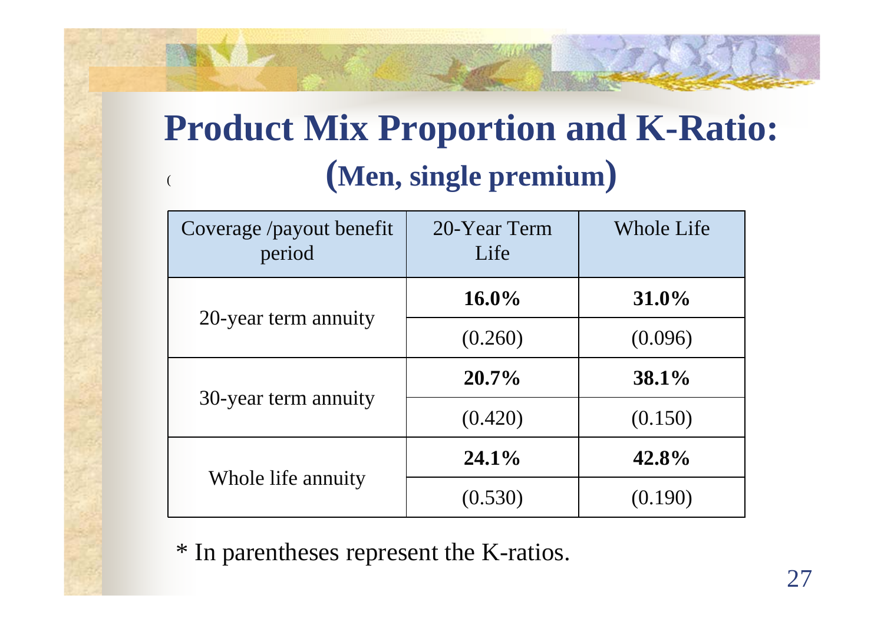# Product Mix Proportion and K-Ratio: (Men, single premium)

| Coverage /payout benefit period | 20-Year Term Life | Whole Life |
|---|---|---|
| 20-year term annuity | **16.0%** | **31.0%** |
| | (0.260) | (0.096) |
| 30-year term annuity | **20.7%** | **38.1%** |
| | (0.420) | (0.150) |
| Whole life annuity | **24.1%** | **42.8%** |
| | (0.530) | (0.190) |

* In parentheses represent the K-ratios.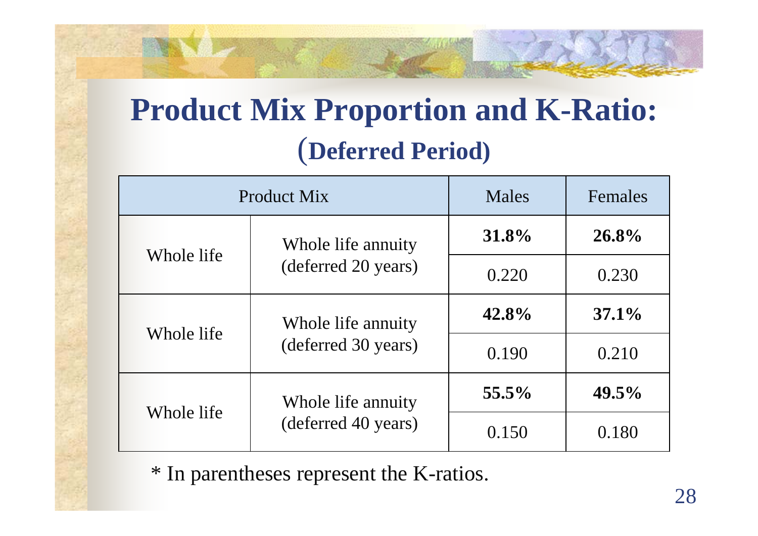# Product Mix Proportion and K-Ratio:

## (Deferred Period)

| Product Mix | | Males | Females |
|---|---|---|---|
| Whole life | Whole life annuity (deferred 20 years) | **31.8%** | **26.8%** |
| | | 0.220 | 0.230 |
| Whole life | Whole life annuity (deferred 30 years) | **42.8%** | **37.1%** |
| | | 0.190 | 0.210 |
| Whole life | Whole life annuity (deferred 40 years) | **55.5%** | **49.5%** |
| | | 0.150 | 0.180 |

* In parentheses represent the K-ratios.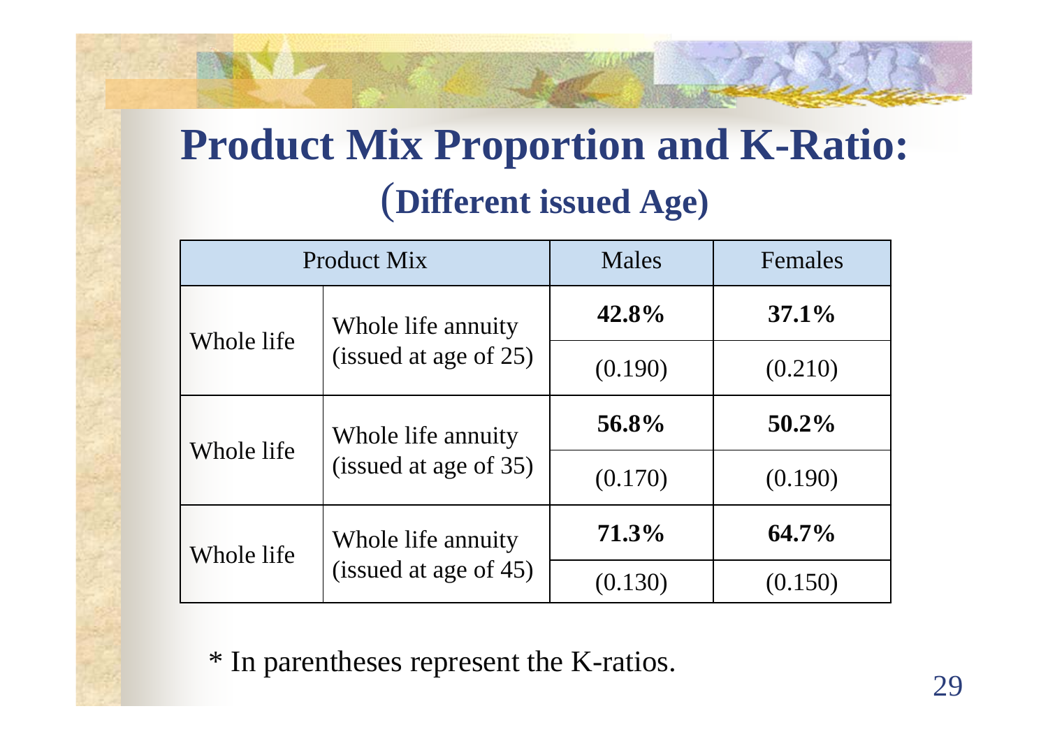# Product Mix Proportion and K-Ratio:

## (Different issued Age)

| Product Mix | | Males | Females |
|---|---|---|---|
| Whole life | Whole life annuity (issued at age of 25) | **42.8%** | **37.1%** |
| | | (0.190) | (0.210) |
| Whole life | Whole life annuity (issued at age of 35) | **56.8%** | **50.2%** |
| | | (0.170) | (0.190) |
| Whole life | Whole life annuity (issued at age of 45) | **71.3%** | **64.7%** |
| | | (0.130) | (0.150) |

* In parentheses represent the K-ratios.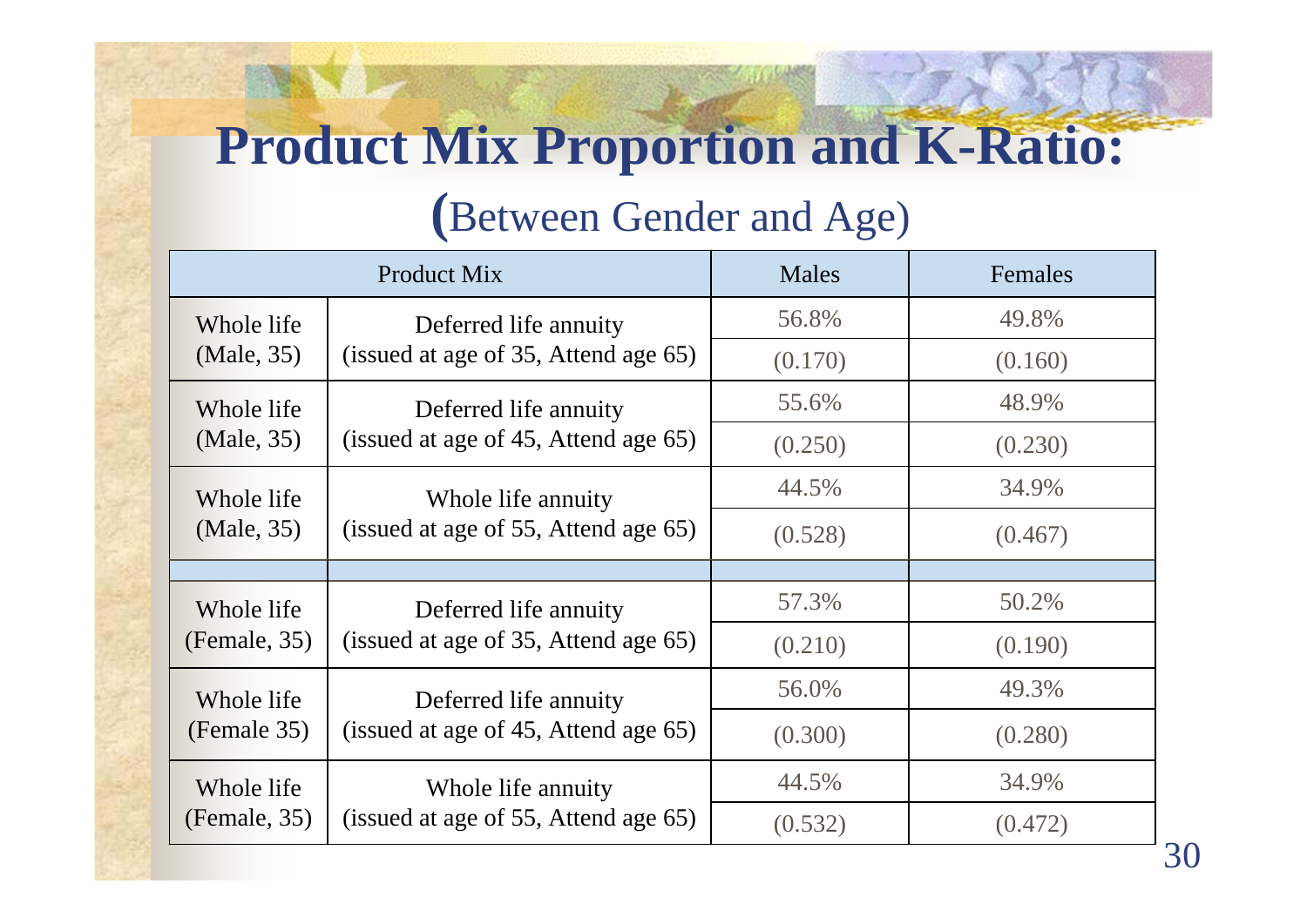# Product Mix Proportion and K-Ratio:

## (Between Gender and Age)

| Product Mix | | Males | Females |
|---|---|---|---|
| Whole life (Male, 35) | Deferred life annuity (issued at age of 35, Attend age 65) | 56.8% | 49.8% |
| | | (0.170) | (0.160) |
| Whole life (Male, 35) | Deferred life annuity (issued at age of 45, Attend age 65) | 55.6% | 48.9% |
| | | (0.250) | (0.230) |
| Whole life (Male, 35) | Whole life annuity (issued at age of 55, Attend age 65) | 44.5% | 34.9% |
| | | (0.528) | (0.467) |
| | | | |
| Whole life (Female, 35) | Deferred life annuity (issued at age of 35, Attend age 65) | 57.3% | 50.2% |
| | | (0.210) | (0.190) |
| Whole life (Female 35) | Deferred life annuity (issued at age of 45, Attend age 65) | 56.0% | 49.3% |
| | | (0.300) | (0.280) |
| Whole life (Female, 35) | Whole life annuity (issued at age of 55, Attend age 65) | 44.5% | 34.9% |
| | | (0.532) | (0.472) |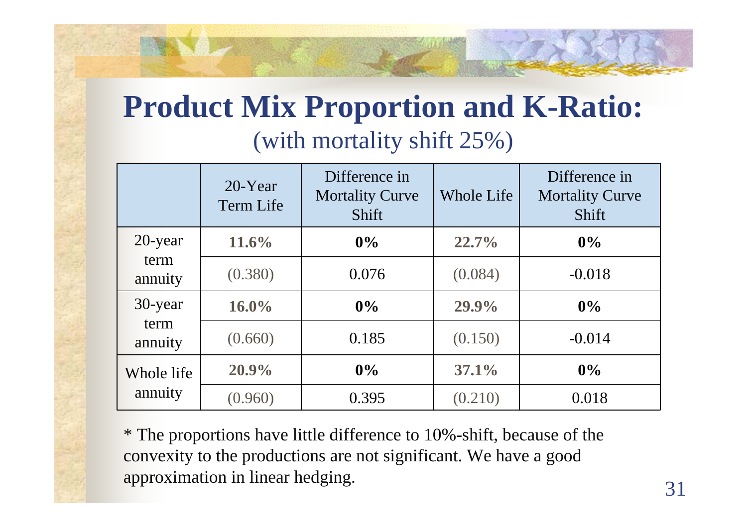# Product Mix Proportion and K-Ratio:

(with mortality shift 25%)

| | 20-Year Term Life | Difference in Mortality Curve Shift | Whole Life | Difference in Mortality Curve Shift |
|---|---|---|---|---|
| 20-year term annuity | **11.6%** | **0%** | **22.7%** | **0%** |
| | (0.380) | 0.076 | (0.084) | -0.018 |
| 30-year term annuity | **16.0%** | **0%** | **29.9%** | **0%** |
| | (0.660) | 0.185 | (0.150) | -0.014 |
| Whole life annuity | **20.9%** | **0%** | **37.1%** | **0%** |
| | (0.960) | 0.395 | (0.210) | 0.018 |

* The proportions have little difference to 10%-shift, because of the convexity to the productions are not significant. We have a good approximation in linear hedging.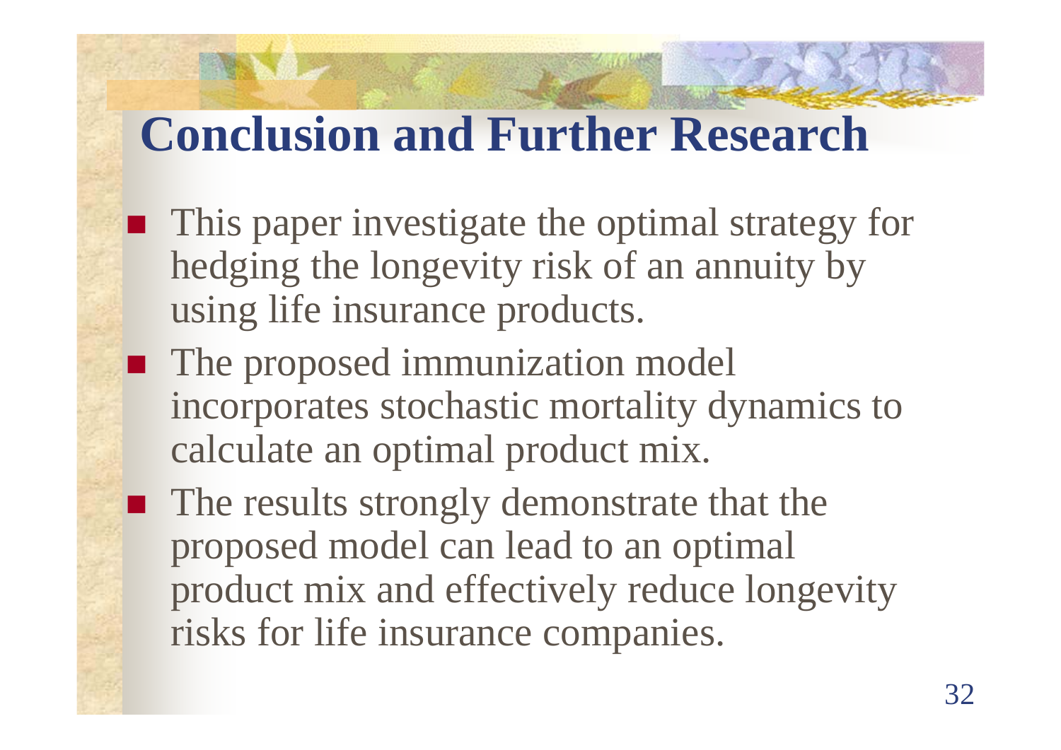# Conclusion and Further Research

- This paper investigate the optimal strategy for hedging the longevity risk of an annuity by using life insurance products.
- The proposed immunization model incorporates stochastic mortality dynamics to calculate an optimal product mix.
- The results strongly demonstrate that the proposed model can lead to an optimal product mix and effectively reduce longevity risks for life insurance companies.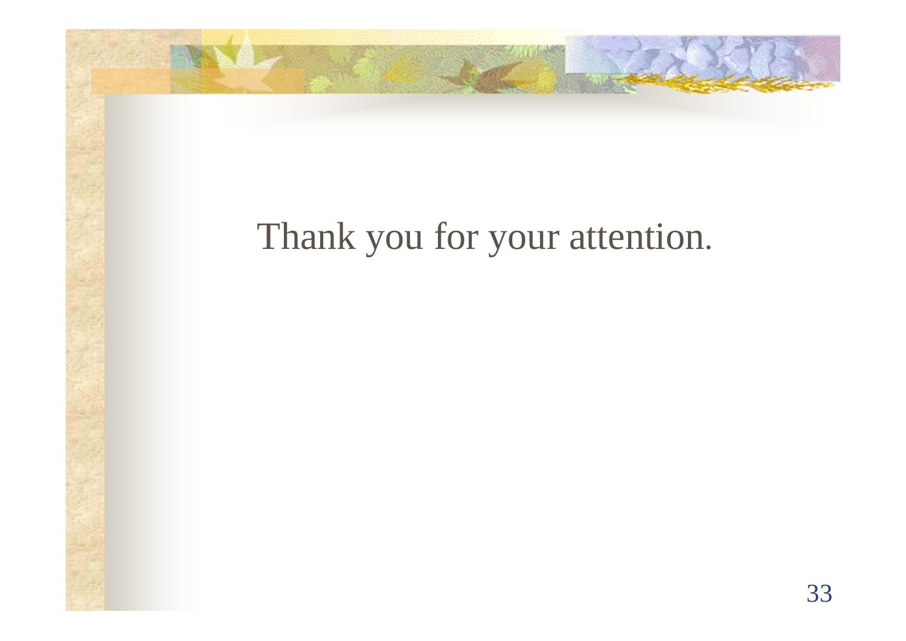Thank you for your attention.